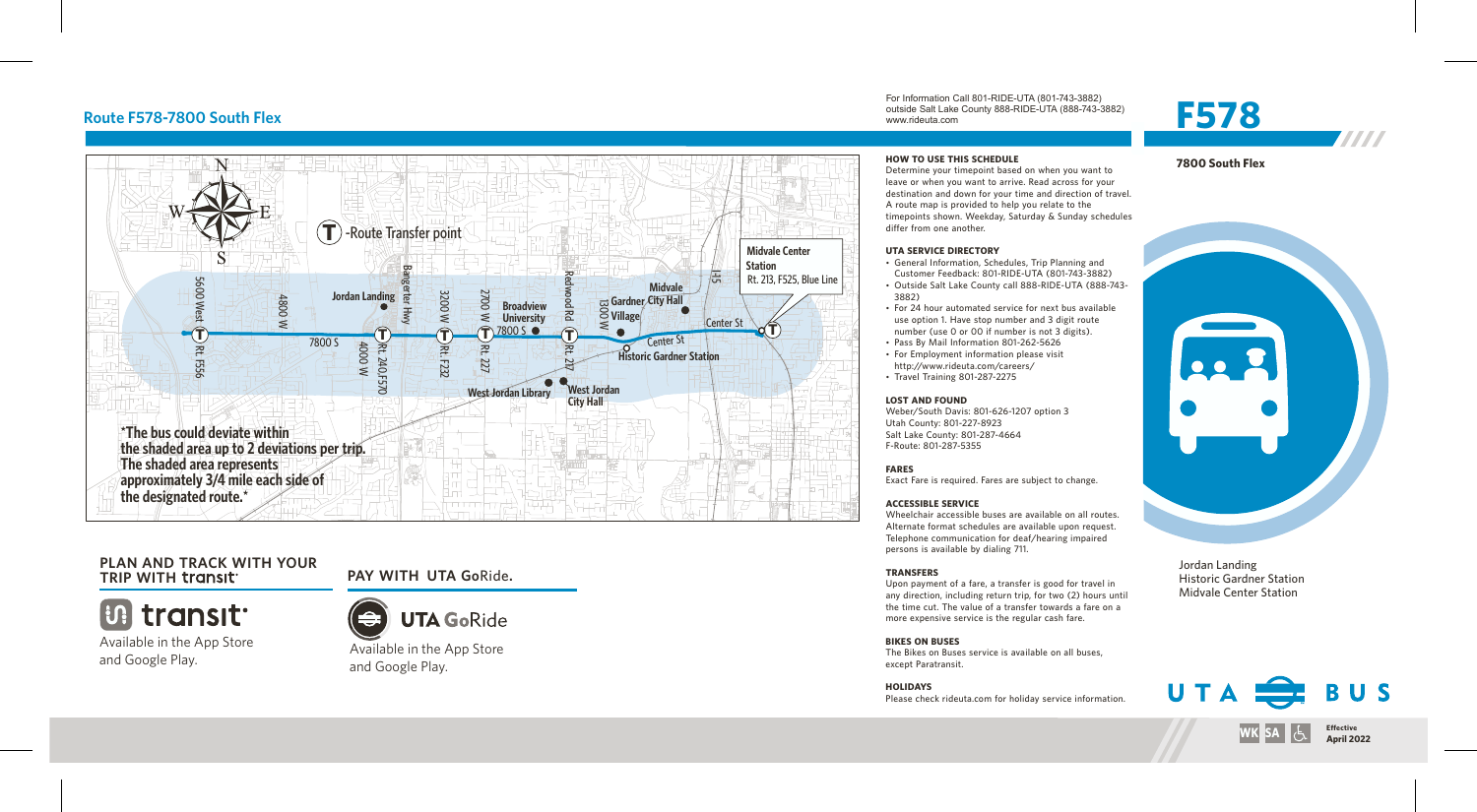# Route F578-7800 South Flex

For Information Call 801-RIDE-UTA (801-743-3882)
outside Salt Lake County 888-RIDE-UTA (888-743-3882)
www.rideuta.com

# F578

**7800 South Flex**

Jordan Landing
Historic Gardner Station
Midvale Center Station

T -Route Transfer point

Midvale Center Station
Rt. 213, F525, Blue Line

5600 West, Rt. F556, 4800 W, 7800 S, Jordan Landing, 4000 W, Rt. 240,F570, Bangerter Hwy, 3200 W, Rt. F232, 2700 W, Rt. 227, Broadview University, 7800 S, West Jordan Library, Redwood Rd, Rt. 217, West Jordan City Hall, 1300 W, Gardner Village, Midvale City Hall, Center St, Historic Gardner Station, I-15

**\*The bus could deviate within the shaded area up to 2 deviations per trip. The shaded area represents approximately 3/4 mile each side of the designated route.\***

## HOW TO USE THIS SCHEDULE

Determine your timepoint based on when you want to leave or when you want to arrive. Read across for your destination and down for your time and direction of travel. A route map is provided to help you relate to the timepoints shown. Weekday, Saturday & Sunday schedules differ from one another.

## UTA SERVICE DIRECTORY

- General Information, Schedules, Trip Planning and Customer Feedback: 801-RIDE-UTA (801-743-3882)
- Outside Salt Lake County call 888-RIDE-UTA (888-743-3882)
- For 24 hour automated service for next bus available use option 1. Have stop number and 3 digit route number (use 0 or 00 if number is not 3 digits).
- Pass By Mail Information 801-262-5626
- For Employment information please visit http://www.rideuta.com/careers/
- Travel Training 801-287-2275

## LOST AND FOUND

Weber/South Davis: 801-626-1207 option 3
Utah County: 801-227-8923
Salt Lake County: 801-287-4664
F-Route: 801-287-5355

## FARES

Exact Fare is required. Fares are subject to change.

## ACCESSIBLE SERVICE

Wheelchair accessible buses are available on all routes. Alternate format schedules are available upon request. Telephone communication for deaf/hearing impaired persons is available by dialing 711.

## TRANSFERS

Upon payment of a fare, a transfer is good for travel in any direction, including return trip, for two (2) hours until the time cut. The value of a transfer towards a fare on a more expensive service is the regular cash fare.

## BIKES ON BUSES

The Bikes on Buses service is available on all buses, except Paratransit.

## HOLIDAYS

Please check rideuta.com for holiday service information.

## PLAN AND TRACK WITH YOUR TRIP WITH transit

transit

Available in the App Store and Google Play.

## PAY WITH UTA GoRide.

UTA GoRide

Available in the App Store and Google Play.

UTA BUS

WK SA

Effective April 2022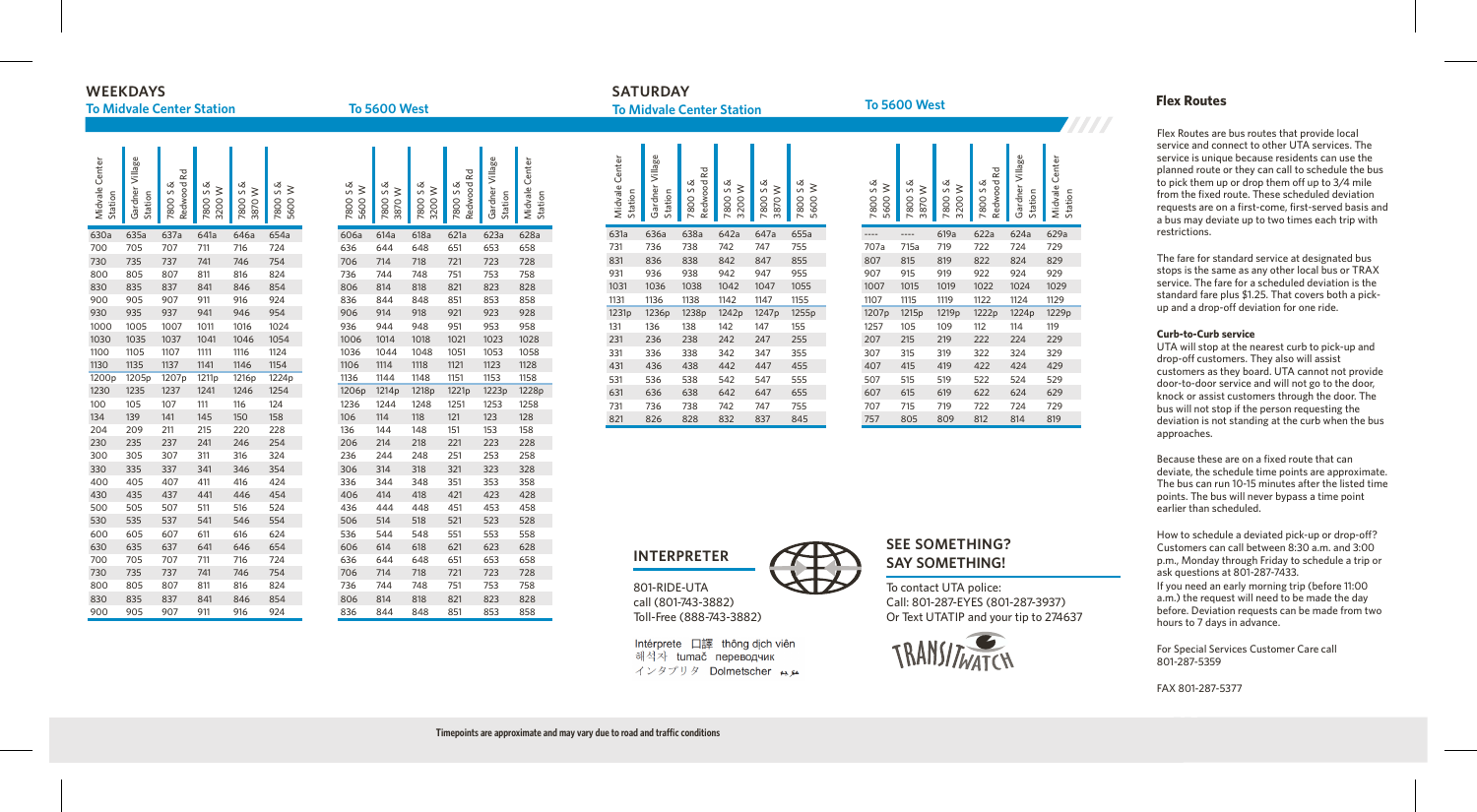## WEEKDAYS

### To Midvale Center Station

| Midvale Center Station | Gardner Village Station | 7800 S & Redwood Rd | 7800 S & 3200 W | 7800 S & 3870 W | 7800 S & 5600 W |
|---|---|---|---|---|---|
| 630a | 635a | 637a | 641a | 646a | 654a |
| 700 | 705 | 707 | 711 | 716 | 724 |
| 730 | 735 | 737 | 741 | 746 | 754 |
| 800 | 805 | 807 | 811 | 816 | 824 |
| 830 | 835 | 837 | 841 | 846 | 854 |
| 900 | 905 | 907 | 911 | 916 | 924 |
| 930 | 935 | 937 | 941 | 946 | 954 |
| 1000 | 1005 | 1007 | 1011 | 1016 | 1024 |
| 1030 | 1035 | 1037 | 1041 | 1046 | 1054 |
| 1100 | 1105 | 1107 | 1111 | 1116 | 1124 |
| 1130 | 1135 | 1137 | 1141 | 1146 | 1154 |
| 1200p | 1205p | 1207p | 1211p | 1216p | 1224p |
| 1230 | 1235 | 1237 | 1241 | 1246 | 1254 |
| 100 | 105 | 107 | 111 | 116 | 124 |
| 134 | 139 | 141 | 145 | 150 | 158 |
| 204 | 209 | 211 | 215 | 220 | 228 |
| 230 | 235 | 237 | 241 | 246 | 254 |
| 300 | 305 | 307 | 311 | 316 | 324 |
| 330 | 335 | 337 | 341 | 346 | 354 |
| 400 | 405 | 407 | 411 | 416 | 424 |
| 430 | 435 | 437 | 441 | 446 | 454 |
| 500 | 505 | 507 | 511 | 516 | 524 |
| 530 | 535 | 537 | 541 | 546 | 554 |
| 600 | 605 | 607 | 611 | 616 | 624 |
| 630 | 635 | 637 | 641 | 646 | 654 |
| 700 | 705 | 707 | 711 | 716 | 724 |
| 730 | 735 | 737 | 741 | 746 | 754 |
| 800 | 805 | 807 | 811 | 816 | 824 |
| 830 | 835 | 837 | 841 | 846 | 854 |
| 900 | 905 | 907 | 911 | 916 | 924 |

### To 5600 West

| 7800 S & 5600 W | 7800 S & 3870 W | 7800 S & 3200 W | 7800 S & Redwood Rd | Gardner Village Station | Midvale Center Station |
|---|---|---|---|---|---|
| 606a | 614a | 618a | 621a | 623a | 628a |
| 636 | 644 | 648 | 651 | 653 | 658 |
| 706 | 714 | 718 | 721 | 723 | 728 |
| 736 | 744 | 748 | 751 | 753 | 758 |
| 806 | 814 | 818 | 821 | 823 | 828 |
| 836 | 844 | 848 | 851 | 853 | 858 |
| 906 | 914 | 918 | 921 | 923 | 928 |
| 936 | 944 | 948 | 951 | 953 | 958 |
| 1006 | 1014 | 1018 | 1021 | 1023 | 1028 |
| 1036 | 1044 | 1048 | 1051 | 1053 | 1058 |
| 1106 | 1114 | 1118 | 1121 | 1123 | 1128 |
| 1136 | 1144 | 1148 | 1151 | 1153 | 1158 |
| 1206p | 1214p | 1218p | 1221p | 1223p | 1228p |
| 1236 | 1244 | 1248 | 1251 | 1253 | 1258 |
| 106 | 114 | 118 | 121 | 123 | 128 |
| 136 | 144 | 148 | 151 | 153 | 158 |
| 206 | 214 | 218 | 221 | 223 | 228 |
| 236 | 244 | 248 | 251 | 253 | 258 |
| 306 | 314 | 318 | 321 | 323 | 328 |
| 336 | 344 | 348 | 351 | 353 | 358 |
| 406 | 414 | 418 | 421 | 423 | 428 |
| 436 | 444 | 448 | 451 | 453 | 458 |
| 506 | 514 | 518 | 521 | 523 | 528 |
| 536 | 544 | 548 | 551 | 553 | 558 |
| 606 | 614 | 618 | 621 | 623 | 628 |
| 636 | 644 | 648 | 651 | 653 | 658 |
| 706 | 714 | 718 | 721 | 723 | 728 |
| 736 | 744 | 748 | 751 | 753 | 758 |
| 806 | 814 | 818 | 821 | 823 | 828 |
| 836 | 844 | 848 | 851 | 853 | 858 |

## SATURDAY

### To Midvale Center Station

| Midvale Center Station | Gardner Village Station | 7800 S & Redwood Rd | 7800 S & 3200 W | 7800 S & 3870 W | 7800 S & 5600 W |
|---|---|---|---|---|---|
| 631a | 636a | 638a | 642a | 647a | 655a |
| 731 | 736 | 738 | 742 | 747 | 755 |
| 831 | 836 | 838 | 842 | 847 | 855 |
| 931 | 936 | 938 | 942 | 947 | 955 |
| 1031 | 1036 | 1038 | 1042 | 1047 | 1055 |
| 1131 | 1136 | 1138 | 1142 | 1147 | 1155 |
| 1231p | 1236p | 1238p | 1242p | 1247p | 1255p |
| 131 | 136 | 138 | 142 | 147 | 155 |
| 231 | 236 | 238 | 242 | 247 | 255 |
| 331 | 336 | 338 | 342 | 347 | 355 |
| 431 | 436 | 438 | 442 | 447 | 455 |
| 531 | 536 | 538 | 542 | 547 | 555 |
| 631 | 636 | 638 | 642 | 647 | 655 |
| 731 | 736 | 738 | 742 | 747 | 755 |
| 821 | 826 | 828 | 832 | 837 | 845 |

### To 5600 West

| 7800 S & 5600 W | 7800 S & 3870 W | 7800 S & 3200 W | 7800 S & Redwood Rd | Gardner Village Station | Midvale Center Station |
|---|---|---|---|---|---|
| ---- | ---- | 619a | 622a | 624a | 629a |
| 707a | 715a | 719 | 722 | 724 | 729 |
| 807 | 815 | 819 | 822 | 824 | 829 |
| 907 | 915 | 919 | 922 | 924 | 929 |
| 1007 | 1015 | 1019 | 1022 | 1024 | 1029 |
| 1107 | 1115 | 1119 | 1122 | 1124 | 1129 |
| 1207p | 1215p | 1219p | 1222p | 1224p | 1229p |
| 1257 | 105 | 109 | 112 | 114 | 119 |
| 207 | 215 | 219 | 222 | 224 | 229 |
| 307 | 315 | 319 | 322 | 324 | 329 |
| 407 | 415 | 419 | 422 | 424 | 429 |
| 507 | 515 | 519 | 522 | 524 | 529 |
| 607 | 615 | 619 | 622 | 624 | 629 |
| 707 | 715 | 719 | 722 | 724 | 729 |
| 757 | 805 | 809 | 812 | 814 | 819 |

## INTERPRETER

801-RIDE-UTA
call (801-743-3882)
Toll-Free (888-743-3882)

Intérprete 口譯 thông dịch viên
해석자 tumač переводчик
インタプリタ Dolmetscher مترجم

## SEE SOMETHING? SAY SOMETHING!

To contact UTA police:
Call: 801-287-EYES (801-287-3937)
Or Text UTATIP and your tip to 274637

TRANSITWATCH

## Flex Routes

Flex Routes are bus routes that provide local service and connect to other UTA services. The service is unique because residents can use the planned route or they can call to schedule the bus to pick them up or drop them off up to 3/4 mile from the fixed route. These scheduled deviation requests are on a first-come, first-served basis and a bus may deviate up to two times each trip with restrictions.

The fare for standard service at designated bus stops is the same as any other local bus or TRAX service. The fare for a scheduled deviation is the standard fare plus $1.25. That covers both a pick-up and a drop-off deviation for one ride.

**Curb-to-Curb service**

UTA will stop at the nearest curb to pick-up and drop-off customers. They also will assist customers as they board. UTA cannot not provide door-to-door service and will not go to the door, knock or assist customers through the door. The bus will not stop if the person requesting the deviation is not standing at the curb when the bus approaches.

Because these are on a fixed route that can deviate, the schedule time points are approximate. The bus can run 10-15 minutes after the listed time points. The bus will never bypass a time point earlier than scheduled.

How to schedule a deviated pick-up or drop-off? Customers can call between 8:30 a.m. and 3:00 p.m., Monday through Friday to schedule a trip or ask questions at 801-287-7433.

If you need an early morning trip (before 11:00 a.m.) the request will need to be made the day before. Deviation requests can be made from two hours to 7 days in advance.

For Special Services Customer Care call 801-287-5359

FAX 801-287-5377

**Timepoints are approximate and may vary due to road and traffic conditions**